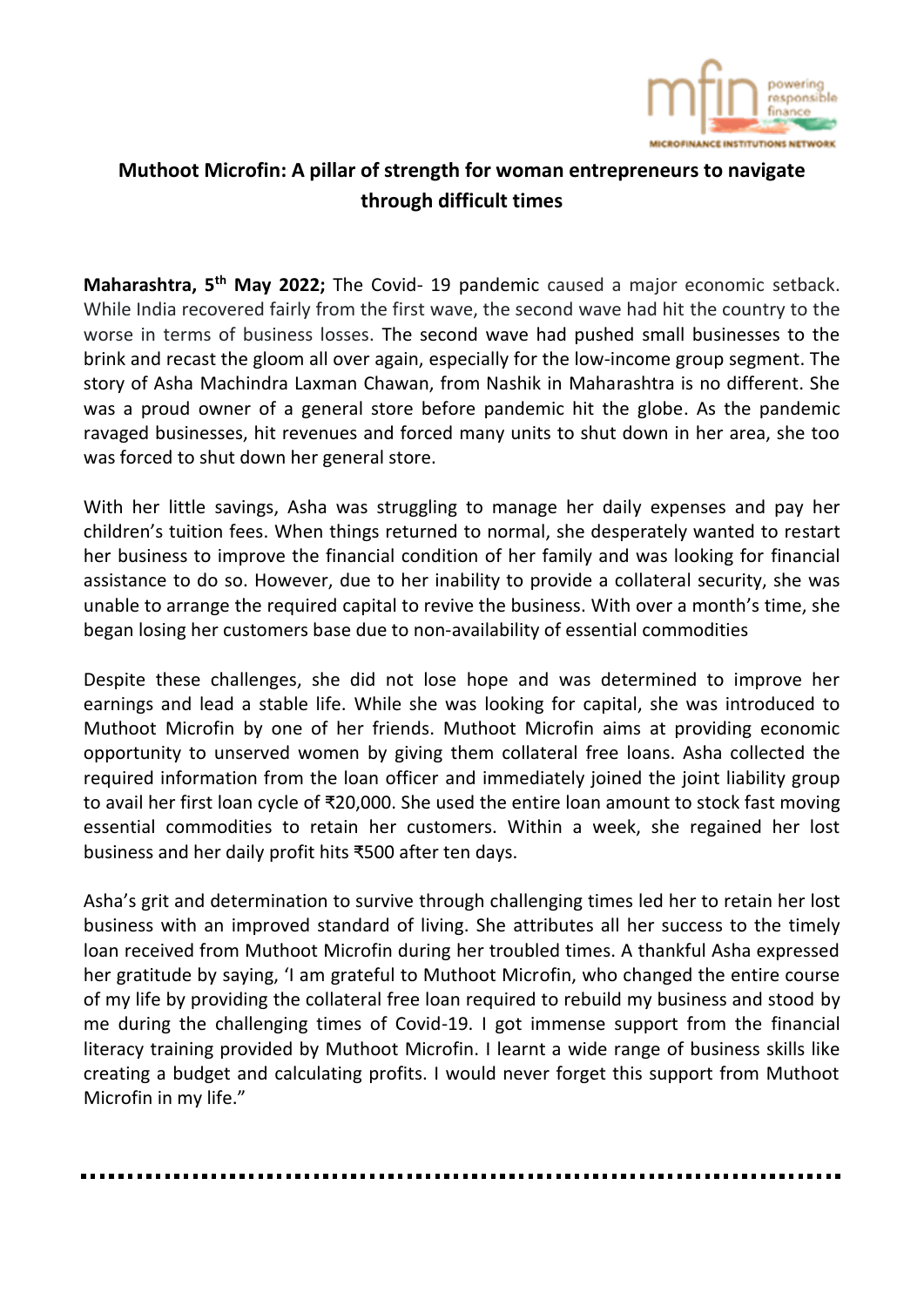# Muthoot Microfin: A pillar of strength for woman entrepreneurs to navigate through difficult times

**Maharashtra, 5th May 2022;** The Covid- 19 pandemic caused a major economic setback. While India recovered fairly from the first wave, the second wave had hit the country to the worse in terms of business losses. The second wave had pushed small businesses to the brink and recast the gloom all over again, especially for the low-income group segment. The story of Asha Machindra Laxman Chawan, from Nashik in Maharashtra is no different. She was a proud owner of a general store before pandemic hit the globe. As the pandemic ravaged businesses, hit revenues and forced many units to shut down in her area, she too was forced to shut down her general store.

With her little savings, Asha was struggling to manage her daily expenses and pay her children's tuition fees. When things returned to normal, she desperately wanted to restart her business to improve the financial condition of her family and was looking for financial assistance to do so. However, due to her inability to provide a collateral security, she was unable to arrange the required capital to revive the business. With over a month's time, she began losing her customers base due to non-availability of essential commodities

Despite these challenges, she did not lose hope and was determined to improve her earnings and lead a stable life. While she was looking for capital, she was introduced to Muthoot Microfin by one of her friends. Muthoot Microfin aims at providing economic opportunity to unserved women by giving them collateral free loans. Asha collected the required information from the loan officer and immediately joined the joint liability group to avail her first loan cycle of ₹20,000. She used the entire loan amount to stock fast moving essential commodities to retain her customers. Within a week, she regained her lost business and her daily profit hits ₹500 after ten days.

Asha's grit and determination to survive through challenging times led her to retain her lost business with an improved standard of living. She attributes all her success to the timely loan received from Muthoot Microfin during her troubled times. A thankful Asha expressed her gratitude by saying, 'I am grateful to Muthoot Microfin, who changed the entire course of my life by providing the collateral free loan required to rebuild my business and stood by me during the challenging times of Covid-19. I got immense support from the financial literacy training provided by Muthoot Microfin. I learnt a wide range of business skills like creating a budget and calculating profits. I would never forget this support from Muthoot Microfin in my life."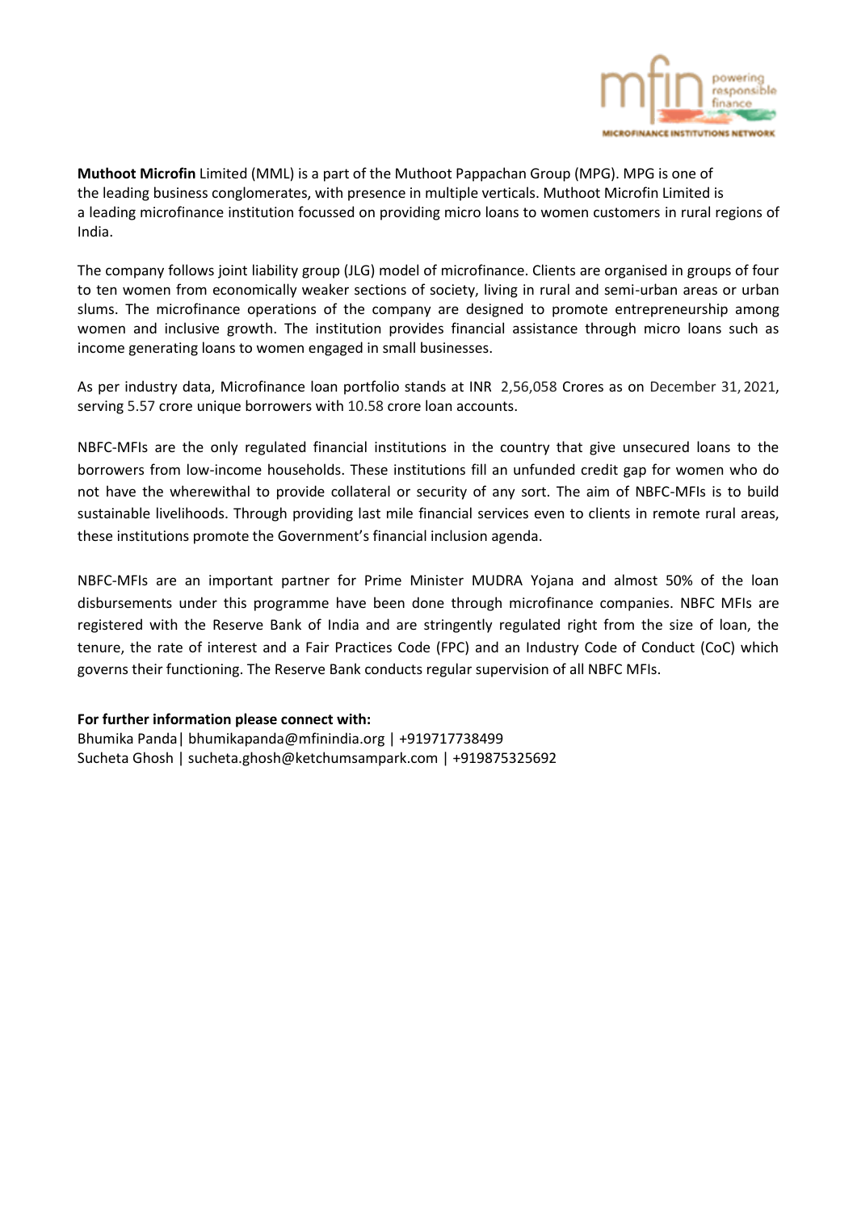**Muthoot Microfin** Limited (MML) is a part of the Muthoot Pappachan Group (MPG). MPG is one of the leading business conglomerates, with presence in multiple verticals. Muthoot Microfin Limited is a leading microfinance institution focussed on providing micro loans to women customers in rural regions of India.

The company follows joint liability group (JLG) model of microfinance. Clients are organised in groups of four to ten women from economically weaker sections of society, living in rural and semi-urban areas or urban slums. The microfinance operations of the company are designed to promote entrepreneurship among women and inclusive growth. The institution provides financial assistance through micro loans such as income generating loans to women engaged in small businesses.

As per industry data, Microfinance loan portfolio stands at INR 2,56,058 Crores as on December 31, 2021, serving 5.57 crore unique borrowers with 10.58 crore loan accounts.

NBFC-MFIs are the only regulated financial institutions in the country that give unsecured loans to the borrowers from low-income households. These institutions fill an unfunded credit gap for women who do not have the wherewithal to provide collateral or security of any sort. The aim of NBFC-MFIs is to build sustainable livelihoods. Through providing last mile financial services even to clients in remote rural areas, these institutions promote the Government's financial inclusion agenda.

NBFC-MFIs are an important partner for Prime Minister MUDRA Yojana and almost 50% of the loan disbursements under this programme have been done through microfinance companies. NBFC MFIs are registered with the Reserve Bank of India and are stringently regulated right from the size of loan, the tenure, the rate of interest and a Fair Practices Code (FPC) and an Industry Code of Conduct (CoC) which governs their functioning. The Reserve Bank conducts regular supervision of all NBFC MFIs.

**For further information please connect with:**
Bhumika Panda| bhumikapanda@mfinindia.org | +919717738499
Sucheta Ghosh | sucheta.ghosh@ketchumsampark.com | +919875325692